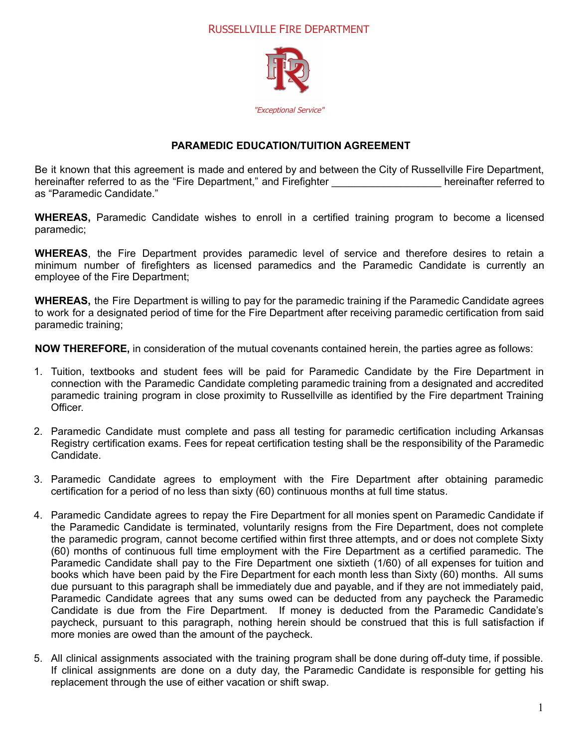RUSSELLVILLE FIRE DEPARTMENT

*"Exceptional Service"*

## PARAMEDIC EDUCATION/TUITION AGREEMENT

Be it known that this agreement is made and entered by and between the City of Russellville Fire Department, hereinafter referred to as the "Fire Department," and Firefighter ___________________ hereinafter referred to as "Paramedic Candidate."

**WHEREAS,** Paramedic Candidate wishes to enroll in a certified training program to become a licensed paramedic;

**WHEREAS**, the Fire Department provides paramedic level of service and therefore desires to retain a minimum number of firefighters as licensed paramedics and the Paramedic Candidate is currently an employee of the Fire Department;

**WHEREAS,** the Fire Department is willing to pay for the paramedic training if the Paramedic Candidate agrees to work for a designated period of time for the Fire Department after receiving paramedic certification from said paramedic training;

**NOW THEREFORE,** in consideration of the mutual covenants contained herein, the parties agree as follows:

1. Tuition, textbooks and student fees will be paid for Paramedic Candidate by the Fire Department in connection with the Paramedic Candidate completing paramedic training from a designated and accredited paramedic training program in close proximity to Russellville as identified by the Fire department Training Officer.

2. Paramedic Candidate must complete and pass all testing for paramedic certification including Arkansas Registry certification exams. Fees for repeat certification testing shall be the responsibility of the Paramedic Candidate.

3. Paramedic Candidate agrees to employment with the Fire Department after obtaining paramedic certification for a period of no less than sixty (60) continuous months at full time status.

4. Paramedic Candidate agrees to repay the Fire Department for all monies spent on Paramedic Candidate if the Paramedic Candidate is terminated, voluntarily resigns from the Fire Department, does not complete the paramedic program, cannot become certified within first three attempts, and or does not complete Sixty (60) months of continuous full time employment with the Fire Department as a certified paramedic. The Paramedic Candidate shall pay to the Fire Department one sixtieth (1/60) of all expenses for tuition and books which have been paid by the Fire Department for each month less than Sixty (60) months. All sums due pursuant to this paragraph shall be immediately due and payable, and if they are not immediately paid, Paramedic Candidate agrees that any sums owed can be deducted from any paycheck the Paramedic Candidate is due from the Fire Department. If money is deducted from the Paramedic Candidate's paycheck, pursuant to this paragraph, nothing herein should be construed that this is full satisfaction if more monies are owed than the amount of the paycheck.

5. All clinical assignments associated with the training program shall be done during off-duty time, if possible. If clinical assignments are done on a duty day, the Paramedic Candidate is responsible for getting his replacement through the use of either vacation or shift swap.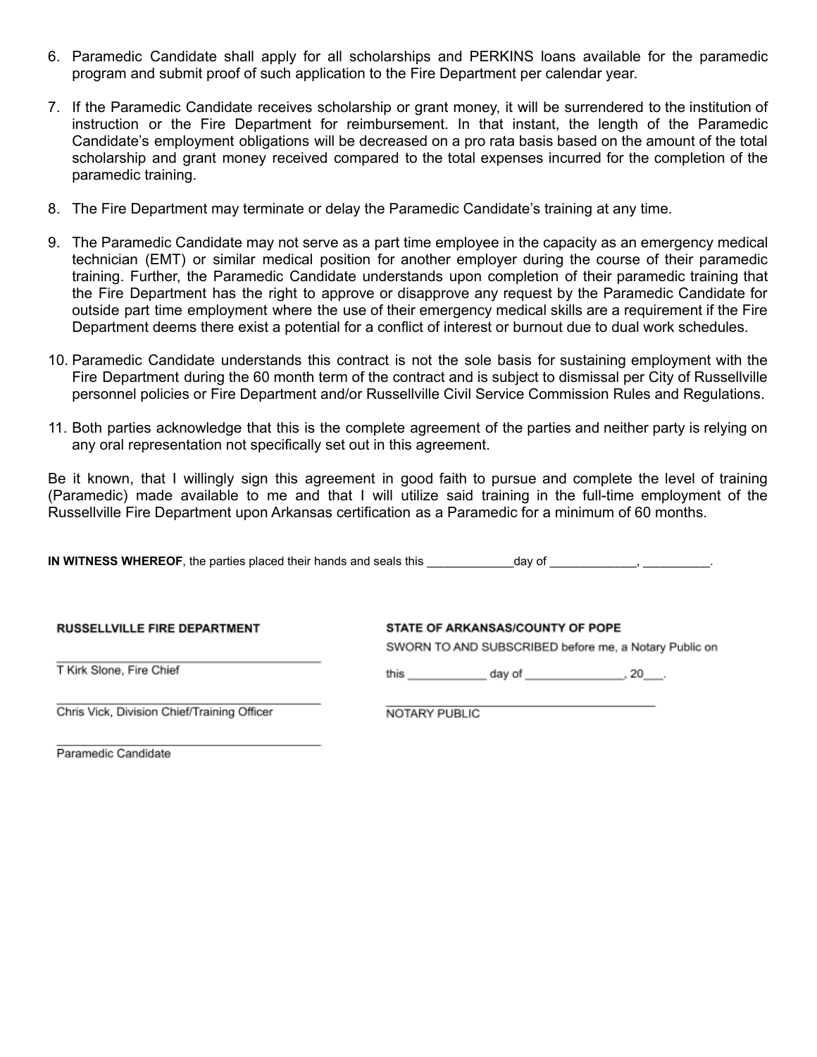6. Paramedic Candidate shall apply for all scholarships and PERKINS loans available for the paramedic program and submit proof of such application to the Fire Department per calendar year.

7. If the Paramedic Candidate receives scholarship or grant money, it will be surrendered to the institution of instruction or the Fire Department for reimbursement. In that instant, the length of the Paramedic Candidate's employment obligations will be decreased on a pro rata basis based on the amount of the total scholarship and grant money received compared to the total expenses incurred for the completion of the paramedic training.

8. The Fire Department may terminate or delay the Paramedic Candidate's training at any time.

9. The Paramedic Candidate may not serve as a part time employee in the capacity as an emergency medical technician (EMT) or similar medical position for another employer during the course of their paramedic training. Further, the Paramedic Candidate understands upon completion of their paramedic training that the Fire Department has the right to approve or disapprove any request by the Paramedic Candidate for outside part time employment where the use of their emergency medical skills are a requirement if the Fire Department deems there exist a potential for a conflict of interest or burnout due to dual work schedules.

10. Paramedic Candidate understands this contract is not the sole basis for sustaining employment with the Fire Department during the 60 month term of the contract and is subject to dismissal per City of Russellville personnel policies or Fire Department and/or Russellville Civil Service Commission Rules and Regulations.

11. Both parties acknowledge that this is the complete agreement of the parties and neither party is relying on any oral representation not specifically set out in this agreement.

Be it known, that I willingly sign this agreement in good faith to pursue and complete the level of training (Paramedic) made available to me and that I will utilize said training in the full-time employment of the Russellville Fire Department upon Arkansas certification as a Paramedic for a minimum of 60 months.

**IN WITNESS WHEREOF**, the parties placed their hands and seals this ____________day of ____________, __________.

**RUSSELLVILLE FIRE DEPARTMENT**

____________________________________
T Kirk Slone, Fire Chief

____________________________________
Chris Vick, Division Chief/Training Officer

____________________________________
Paramedic Candidate

**STATE OF ARKANSAS/COUNTY OF POPE**

SWORN TO AND SUBSCRIBED before me, a Notary Public on

this ____________ day of _______________, 20___.

____________________________________
NOTARY PUBLIC